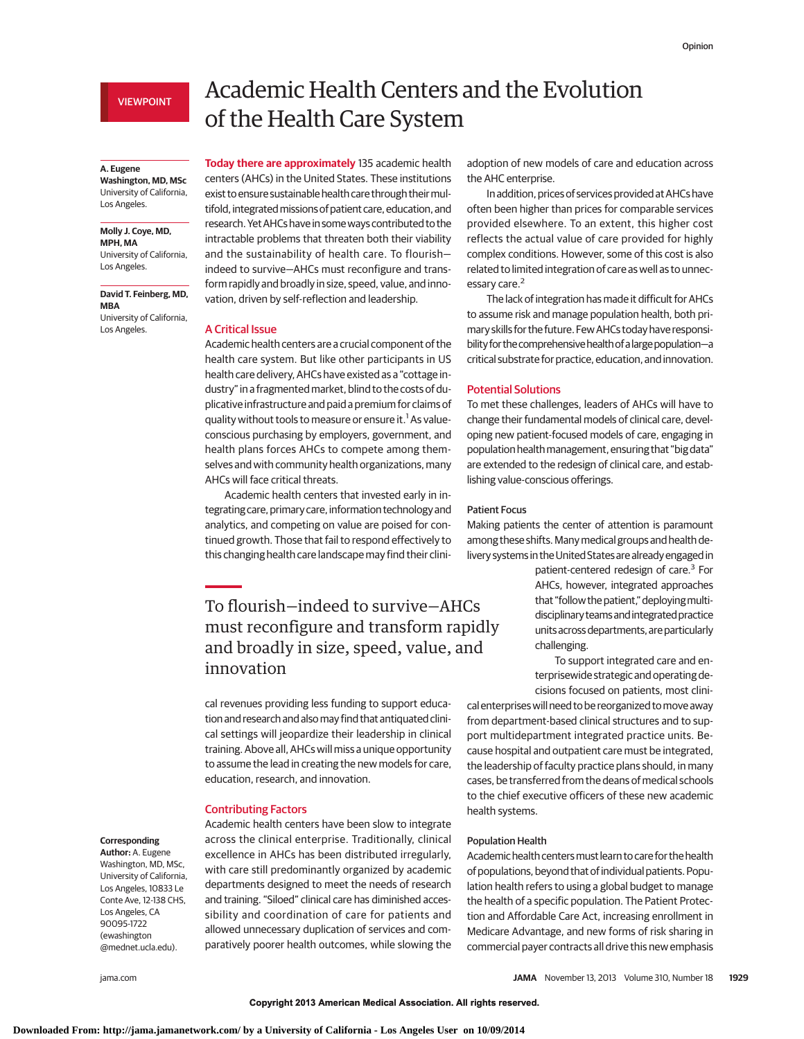VIEWPOINT

# Academic Health Centers and the Evolution of the Health Care System

**A. Eugene Washington, MD, MSc**
University of California, Los Angeles.

**Molly J. Coye, MD, MPH, MA**
University of California, Los Angeles.

**David T. Feinberg, MD, MBA**
University of California, Los Angeles.

**Corresponding Author:** A. Eugene Washington, MD, MSc, University of California, Los Angeles, 10833 Le Conte Ave, 12-138 CHS, Los Angeles, CA 90095-1722 (ewashington@mednet.ucla.edu).

**Today there are approximately** 135 academic health centers (AHCs) in the United States. These institutions exist to ensure sustainable health care through their multifold, integrated missions of patient care, education, and research. Yet AHCs have in some ways contributed to the intractable problems that threaten both their viability and the sustainability of health care. To flourish—indeed to survive—AHCs must reconfigure and transform rapidly and broadly in size, speed, value, and innovation, driven by self-reflection and leadership.

## A Critical Issue

Academic health centers are a crucial component of the health care system. But like other participants in US health care delivery, AHCs have existed as a "cottage industry" in a fragmented market, blind to the costs of duplicative infrastructure and paid a premium for claims of quality without tools to measure or ensure it.[1] As value-conscious purchasing by employers, government, and health plans forces AHCs to compete among themselves and with community health organizations, many AHCs will face critical threats.

Academic health centers that invested early in integrating care, primary care, information technology and analytics, and competing on value are poised for continued growth. Those that fail to respond effectively to this changing health care landscape may find their clinical revenues providing less funding to support education and research and also may find that antiquated clinical settings will jeopardize their leadership in clinical training. Above all, AHCs will miss a unique opportunity to assume the lead in creating the new models for care, education, research, and innovation.

> To flourish—indeed to survive—AHCs must reconfigure and transform rapidly and broadly in size, speed, value, and innovation

## Contributing Factors

Academic health centers have been slow to integrate across the clinical enterprise. Traditionally, clinical excellence in AHCs has been distributed irregularly, with care still predominantly organized by academic departments designed to meet the needs of research and training. "Siloed" clinical care has diminished accessibility and coordination of care for patients and allowed unnecessary duplication of services and comparatively poorer health outcomes, while slowing the adoption of new models of care and education across the AHC enterprise.

In addition, prices of services provided at AHCs have often been higher than prices for comparable services provided elsewhere. To an extent, this higher cost reflects the actual value of care provided for highly complex conditions. However, some of this cost is also related to limited integration of care as well as to unnecessary care.[2]

The lack of integration has made it difficult for AHCs to assume risk and manage population health, both primary skills for the future. Few AHCs today have responsibility for the comprehensive health of a large population—a critical substrate for practice, education, and innovation.

## Potential Solutions

To met these challenges, leaders of AHCs will have to change their fundamental models of clinical care, developing new patient-focused models of care, engaging in population health management, ensuring that "big data" are extended to the redesign of clinical care, and establishing value-conscious offerings.

### Patient Focus

Making patients the center of attention is paramount among these shifts. Many medical groups and health delivery systems in the United States are already engaged in patient-centered redesign of care.[3] For AHCs, however, integrated approaches that "follow the patient," deploying multidisciplinary teams and integrated practice units across departments, are particularly challenging.

To support integrated care and enterprisewide strategic and operating decisions focused on patients, most clinical enterprises will need to be reorganized to move away from department-based clinical structures and to support multidepartment integrated practice units. Because hospital and outpatient care must be integrated, the leadership of faculty practice plans should, in many cases, be transferred from the deans of medical schools to the chief executive officers of these new academic health systems.

### Population Health

Academic health centers must learn to care for the health of populations, beyond that of individual patients. Population health refers to using a global budget to manage the health of a specific population. The Patient Protection and Affordable Care Act, increasing enrollment in Medicare Advantage, and new forms of risk sharing in commercial payer contracts all drive this new emphasis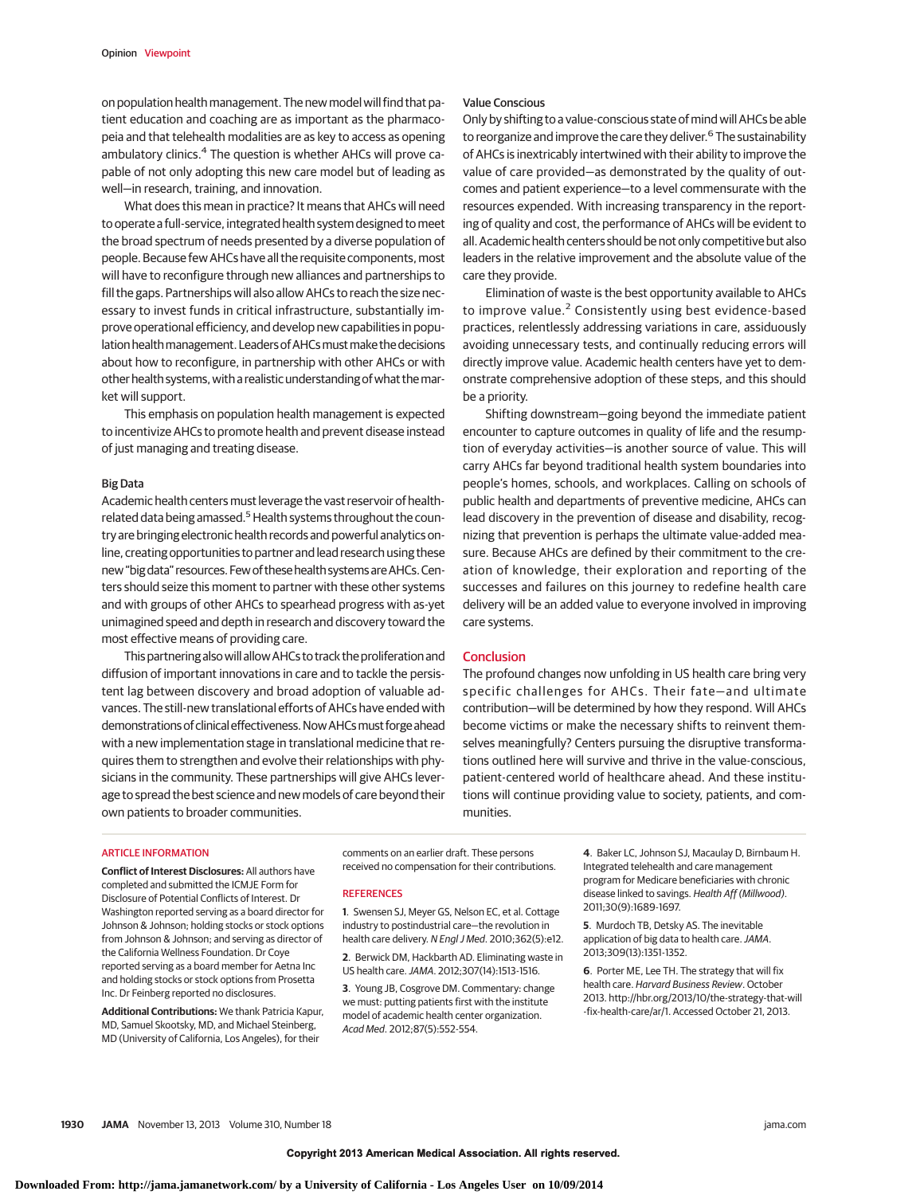on population health management. The new model will find that patient education and coaching are as important as the pharmacopeia and that telehealth modalities are as key to access as opening ambulatory clinics.[4] The question is whether AHCs will prove capable of not only adopting this new care model but of leading as well—in research, training, and innovation.

What does this mean in practice? It means that AHCs will need to operate a full-service, integrated health system designed to meet the broad spectrum of needs presented by a diverse population of people. Because few AHCs have all the requisite components, most will have to reconfigure through new alliances and partnerships to fill the gaps. Partnerships will also allow AHCs to reach the size necessary to invest funds in critical infrastructure, substantially improve operational efficiency, and develop new capabilities in population health management. Leaders of AHCs must make the decisions about how to reconfigure, in partnership with other AHCs or with other health systems, with a realistic understanding of what the market will support.

This emphasis on population health management is expected to incentivize AHCs to promote health and prevent disease instead of just managing and treating disease.

### Big Data

Academic health centers must leverage the vast reservoir of health-related data being amassed.[5] Health systems throughout the country are bringing electronic health records and powerful analytics online, creating opportunities to partner and lead research using these new "big data" resources. Few of these health systems are AHCs. Centers should seize this moment to partner with these other systems and with groups of other AHCs to spearhead progress with as-yet unimagined speed and depth in research and discovery toward the most effective means of providing care.

This partnering also will allow AHCs to track the proliferation and diffusion of important innovations in care and to tackle the persistent lag between discovery and broad adoption of valuable advances. The still-new translational efforts of AHCs have ended with demonstrations of clinical effectiveness. Now AHCs must forge ahead with a new implementation stage in translational medicine that requires them to strengthen and evolve their relationships with physicians in the community. These partnerships will give AHCs leverage to spread the best science and new models of care beyond their own patients to broader communities.

### Value Conscious

Only by shifting to a value-conscious state of mind will AHCs be able to reorganize and improve the care they deliver.[6] The sustainability of AHCs is inextricably intertwined with their ability to improve the value of care provided—as demonstrated by the quality of outcomes and patient experience—to a level commensurate with the resources expended. With increasing transparency in the reporting of quality and cost, the performance of AHCs will be evident to all. Academic health centers should be not only competitive but also leaders in the relative improvement and the absolute value of the care they provide.

Elimination of waste is the best opportunity available to AHCs to improve value.[2] Consistently using best evidence-based practices, relentlessly addressing variations in care, assiduously avoiding unnecessary tests, and continually reducing errors will directly improve value. Academic health centers have yet to demonstrate comprehensive adoption of these steps, and this should be a priority.

Shifting downstream—going beyond the immediate patient encounter to capture outcomes in quality of life and the resumption of everyday activities—is another source of value. This will carry AHCs far beyond traditional health system boundaries into people's homes, schools, and workplaces. Calling on schools of public health and departments of preventive medicine, AHCs can lead discovery in the prevention of disease and disability, recognizing that prevention is perhaps the ultimate value-added measure. Because AHCs are defined by their commitment to the creation of knowledge, their exploration and reporting of the successes and failures on this journey to redefine health care delivery will be an added value to everyone involved in improving care systems.

## Conclusion

The profound changes now unfolding in US health care bring very specific challenges for AHCs. Their fate—and ultimate contribution—will be determined by how they respond. Will AHCs become victims or make the necessary shifts to reinvent themselves meaningfully? Centers pursuing the disruptive transformations outlined here will survive and thrive in the value-conscious, patient-centered world of healthcare ahead. And these institutions will continue providing value to society, patients, and communities.

## ARTICLE INFORMATION

**Conflict of Interest Disclosures:** All authors have completed and submitted the ICMJE Form for Disclosure of Potential Conflicts of Interest. Dr Washington reported serving as a board director for Johnson & Johnson; holding stocks or stock options from Johnson & Johnson; and serving as director of the California Wellness Foundation. Dr Coye reported serving as a board member for Aetna Inc and holding stocks or stock options from Prosetta Inc. Dr Feinberg reported no disclosures.

**Additional Contributions:** We thank Patricia Kapur, MD, Samuel Skootsky, MD, and Michael Steinberg, MD (University of California, Los Angeles), for their comments on an earlier draft. These persons received no compensation for their contributions.

## REFERENCES

1. Swensen SJ, Meyer GS, Nelson EC, et al. Cottage industry to postindustrial care—the revolution in health care delivery. *N Engl J Med*. 2010;362(5):e12.

2. Berwick DM, Hackbarth AD. Eliminating waste in US health care. *JAMA*. 2012;307(14):1513-1516.

3. Young JB, Cosgrove DM. Commentary: change we must: putting patients first with the institute model of academic health center organization. *Acad Med*. 2012;87(5):552-554.

4. Baker LC, Johnson SJ, Macaulay D, Birnbaum H. Integrated telehealth and care management program for Medicare beneficiaries with chronic disease linked to savings. *Health Aff (Millwood)*. 2011;30(9):1689-1697.

5. Murdoch TB, Detsky AS. The inevitable application of big data to health care. *JAMA*. 2013;309(13):1351-1352.

6. Porter ME, Lee TH. The strategy that will fix health care. *Harvard Business Review*. October 2013. http://hbr.org/2013/10/the-strategy-that-will-fix-health-care/ar/1. Accessed October 21, 2013.